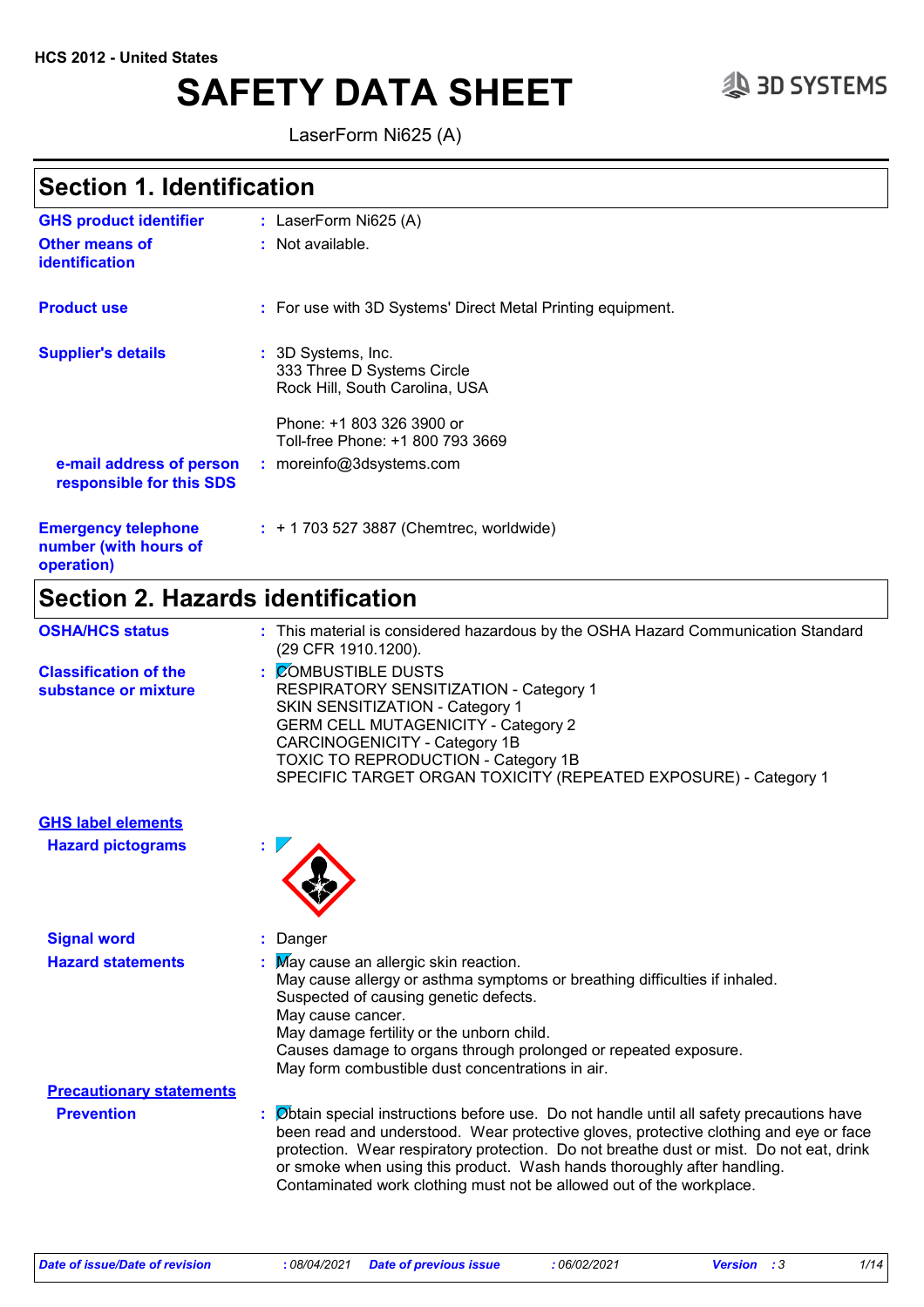HCS 2012 - United States

# SAFETY DATA SHEET

LaserForm Ni625 (A)

## Section 1. Identification

**GHS product identifier** : LaserForm Ni625 (A)

**Other means of identification** : Not available.

**Product use** : For use with 3D Systems' Direct Metal Printing equipment.

**Supplier's details** : 3D Systems, Inc.
333 Three D Systems Circle
Rock Hill, South Carolina, USA

Phone: +1 803 326 3900 or
Toll-free Phone: +1 800 793 3669

**e-mail address of person responsible for this SDS** : moreinfo@3dsystems.com

**Emergency telephone number (with hours of operation)** : + 1 703 527 3887 (Chemtrec, worldwide)

## Section 2. Hazards identification

**OSHA/HCS status** : This material is considered hazardous by the OSHA Hazard Communication Standard (29 CFR 1910.1200).

**Classification of the substance or mixture** : COMBUSTIBLE DUSTS
RESPIRATORY SENSITIZATION - Category 1
SKIN SENSITIZATION - Category 1
GERM CELL MUTAGENICITY - Category 2
CARCINOGENICITY - Category 1B
TOXIC TO REPRODUCTION - Category 1B
SPECIFIC TARGET ORGAN TOXICITY (REPEATED EXPOSURE) - Category 1

**GHS label elements**

**Hazard pictograms** :

**Signal word** : Danger

**Hazard statements** : May cause an allergic skin reaction.
May cause allergy or asthma symptoms or breathing difficulties if inhaled.
Suspected of causing genetic defects.
May cause cancer.
May damage fertility or the unborn child.
Causes damage to organs through prolonged or repeated exposure.
May form combustible dust concentrations in air.

**Precautionary statements**

**Prevention** : Obtain special instructions before use. Do not handle until all safety precautions have been read and understood. Wear protective gloves, protective clothing and eye or face protection. Wear respiratory protection. Do not breathe dust or mist. Do not eat, drink or smoke when using this product. Wash hands thoroughly after handling. Contaminated work clothing must not be allowed out of the workplace.

*Date of issue/Date of revision* : 08/04/2021 *Date of previous issue* : 06/02/2021 *Version* : 3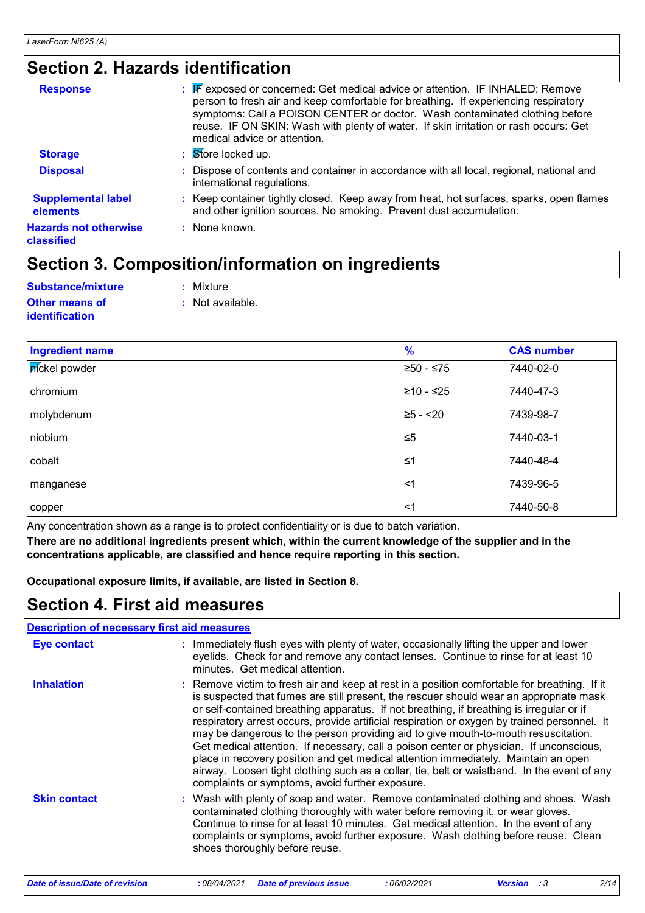## Section 2. Hazards identification

**Response** : IF exposed or concerned: Get medical advice or attention. IF INHALED: Remove person to fresh air and keep comfortable for breathing. If experiencing respiratory symptoms: Call a POISON CENTER or doctor. Wash contaminated clothing before reuse. IF ON SKIN: Wash with plenty of water. If skin irritation or rash occurs: Get medical advice or attention.

**Storage** : Store locked up.

**Disposal** : Dispose of contents and container in accordance with all local, regional, national and international regulations.

**Supplemental label elements** : Keep container tightly closed. Keep away from heat, hot surfaces, sparks, open flames and other ignition sources. No smoking. Prevent dust accumulation.

**Hazards not otherwise classified** : None known.

## Section 3. Composition/information on ingredients

**Substance/mixture** : Mixture

**Other means of identification** : Not available.

| Ingredient name | % | CAS number |
|---|---|---|
| nickel powder | ≥50 - ≤75 | 7440-02-0 |
| chromium | ≥10 - ≤25 | 7440-47-3 |
| molybdenum | ≥5 - <20 | 7439-98-7 |
| niobium | ≤5 | 7440-03-1 |
| cobalt | ≤1 | 7440-48-4 |
| manganese | <1 | 7439-96-5 |
| copper | <1 | 7440-50-8 |

Any concentration shown as a range is to protect confidentiality or is due to batch variation.

**There are no additional ingredients present which, within the current knowledge of the supplier and in the concentrations applicable, are classified and hence require reporting in this section.**

**Occupational exposure limits, if available, are listed in Section 8.**

## Section 4. First aid measures

### Description of necessary first aid measures

**Eye contact** : Immediately flush eyes with plenty of water, occasionally lifting the upper and lower eyelids. Check for and remove any contact lenses. Continue to rinse for at least 10 minutes. Get medical attention.

**Inhalation** : Remove victim to fresh air and keep at rest in a position comfortable for breathing. If it is suspected that fumes are still present, the rescuer should wear an appropriate mask or self-contained breathing apparatus. If not breathing, if breathing is irregular or if respiratory arrest occurs, provide artificial respiration or oxygen by trained personnel. It may be dangerous to the person providing aid to give mouth-to-mouth resuscitation. Get medical attention. If necessary, call a poison center or physician. If unconscious, place in recovery position and get medical attention immediately. Maintain an open airway. Loosen tight clothing such as a collar, tie, belt or waistband. In the event of any complaints or symptoms, avoid further exposure.

**Skin contact** : Wash with plenty of soap and water. Remove contaminated clothing and shoes. Wash contaminated clothing thoroughly with water before removing it, or wear gloves. Continue to rinse for at least 10 minutes. Get medical attention. In the event of any complaints or symptoms, avoid further exposure. Wash clothing before reuse. Clean shoes thoroughly before reuse.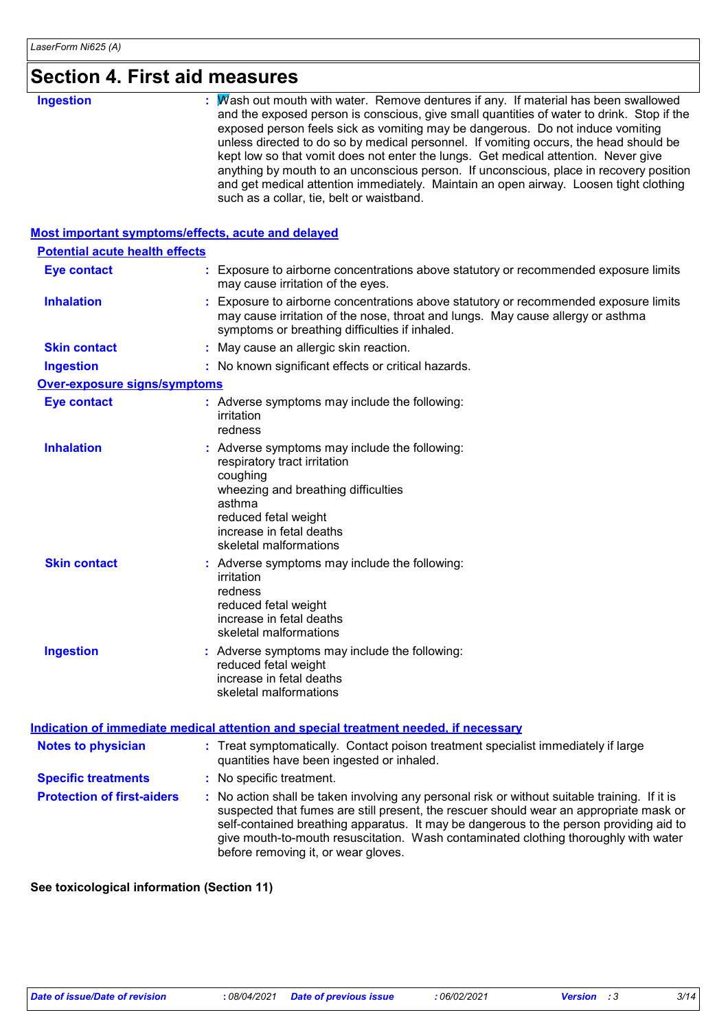# Section 4. First aid measures

**Ingestion** : Wash out mouth with water. Remove dentures if any. If material has been swallowed and the exposed person is conscious, give small quantities of water to drink. Stop if the exposed person feels sick as vomiting may be dangerous. Do not induce vomiting unless directed to do so by medical personnel. If vomiting occurs, the head should be kept low so that vomit does not enter the lungs. Get medical attention. Never give anything by mouth to an unconscious person. If unconscious, place in recovery position and get medical attention immediately. Maintain an open airway. Loosen tight clothing such as a collar, tie, belt or waistband.

## Most important symptoms/effects, acute and delayed

### Potential acute health effects

**Eye contact** : Exposure to airborne concentrations above statutory or recommended exposure limits may cause irritation of the eyes.

**Inhalation** : Exposure to airborne concentrations above statutory or recommended exposure limits may cause irritation of the nose, throat and lungs. May cause allergy or asthma symptoms or breathing difficulties if inhaled.

**Skin contact** : May cause an allergic skin reaction.

**Ingestion** : No known significant effects or critical hazards.

### Over-exposure signs/symptoms

**Eye contact** : Adverse symptoms may include the following:
irritation
redness

**Inhalation** : Adverse symptoms may include the following:
respiratory tract irritation
coughing
wheezing and breathing difficulties
asthma
reduced fetal weight
increase in fetal deaths
skeletal malformations

**Skin contact** : Adverse symptoms may include the following:
irritation
redness
reduced fetal weight
increase in fetal deaths
skeletal malformations

**Ingestion** : Adverse symptoms may include the following:
reduced fetal weight
increase in fetal deaths
skeletal malformations

## Indication of immediate medical attention and special treatment needed, if necessary

**Notes to physician** : Treat symptomatically. Contact poison treatment specialist immediately if large quantities have been ingested or inhaled.

**Specific treatments** : No specific treatment.

**Protection of first-aiders** : No action shall be taken involving any personal risk or without suitable training. If it is suspected that fumes are still present, the rescuer should wear an appropriate mask or self-contained breathing apparatus. It may be dangerous to the person providing aid to give mouth-to-mouth resuscitation. Wash contaminated clothing thoroughly with water before removing it, or wear gloves.

**See toxicological information (Section 11)**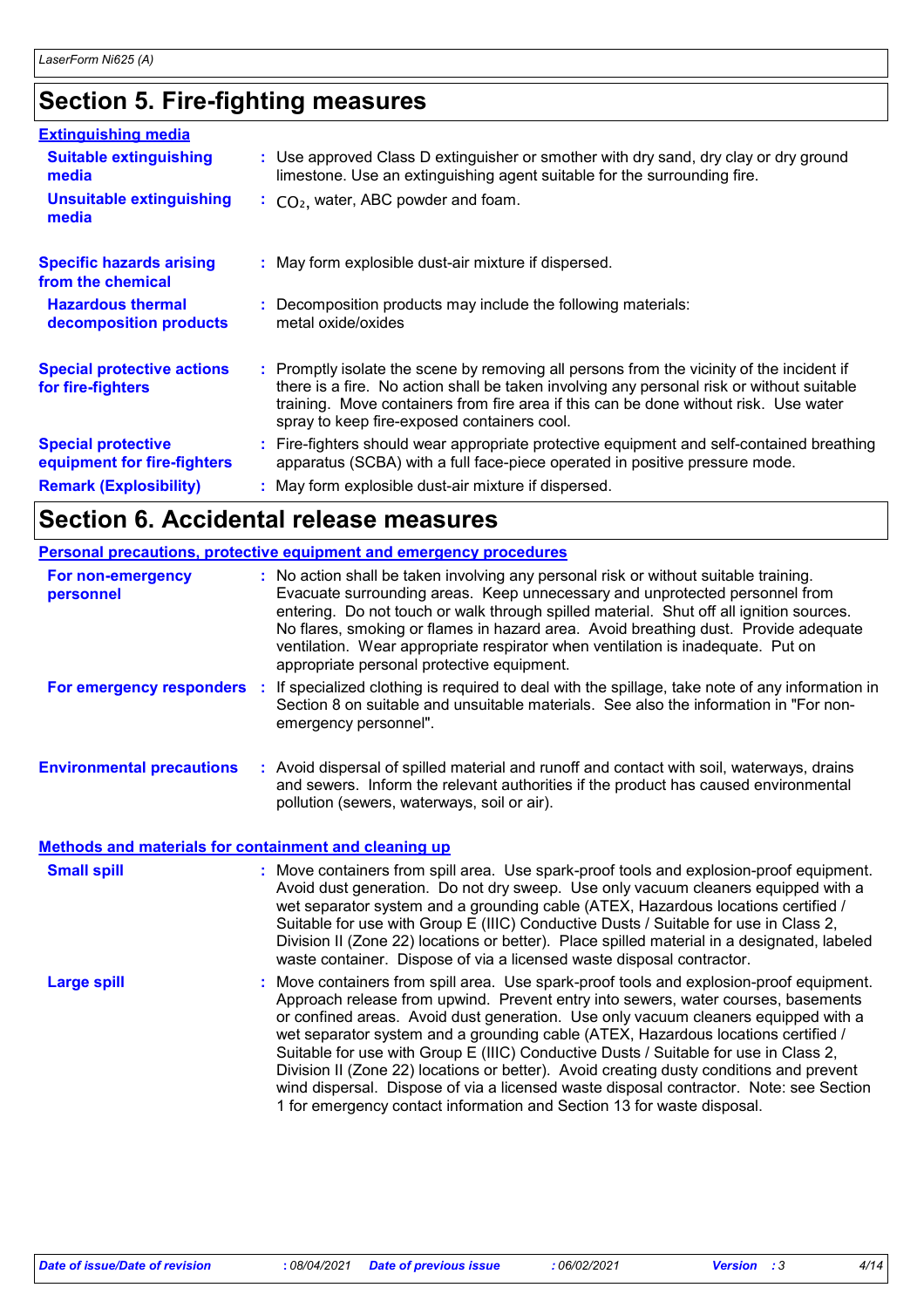## Section 5. Fire-fighting measures

**Extinguishing media**

| | |
|---|---|
| **Suitable extinguishing media** | : Use approved Class D extinguisher or smother with dry sand, dry clay or dry ground limestone. Use an extinguishing agent suitable for the surrounding fire. |
| **Unsuitable extinguishing media** | : $CO_2$, water, ABC powder and foam. |
| **Specific hazards arising from the chemical** | : May form explosible dust-air mixture if dispersed. |
| **Hazardous thermal decomposition products** | : Decomposition products may include the following materials: metal oxide/oxides |
| **Special protective actions for fire-fighters** | : Promptly isolate the scene by removing all persons from the vicinity of the incident if there is a fire. No action shall be taken involving any personal risk or without suitable training. Move containers from fire area if this can be done without risk. Use water spray to keep fire-exposed containers cool. |
| **Special protective equipment for fire-fighters** | : Fire-fighters should wear appropriate protective equipment and self-contained breathing apparatus (SCBA) with a full face-piece operated in positive pressure mode. |
| **Remark (Explosibility)** | : May form explosible dust-air mixture if dispersed. |

## Section 6. Accidental release measures

**Personal precautions, protective equipment and emergency procedures**

| | |
|---|---|
| **For non-emergency personnel** | : No action shall be taken involving any personal risk or without suitable training. Evacuate surrounding areas. Keep unnecessary and unprotected personnel from entering. Do not touch or walk through spilled material. Shut off all ignition sources. No flares, smoking or flames in hazard area. Avoid breathing dust. Provide adequate ventilation. Wear appropriate respirator when ventilation is inadequate. Put on appropriate personal protective equipment. |
| **For emergency responders** | : If specialized clothing is required to deal with the spillage, take note of any information in Section 8 on suitable and unsuitable materials. See also the information in "For non-emergency personnel". |
| **Environmental precautions** | : Avoid dispersal of spilled material and runoff and contact with soil, waterways, drains and sewers. Inform the relevant authorities if the product has caused environmental pollution (sewers, waterways, soil or air). |

**Methods and materials for containment and cleaning up**

| | |
|---|---|
| **Small spill** | : Move containers from spill area. Use spark-proof tools and explosion-proof equipment. Avoid dust generation. Do not dry sweep. Use only vacuum cleaners equipped with a wet separator system and a grounding cable (ATEX, Hazardous locations certified / Suitable for use with Group E (IIIC) Conductive Dusts / Suitable for use in Class 2, Division II (Zone 22) locations or better). Place spilled material in a designated, labeled waste container. Dispose of via a licensed waste disposal contractor. |
| **Large spill** | : Move containers from spill area. Use spark-proof tools and explosion-proof equipment. Approach release from upwind. Prevent entry into sewers, water courses, basements or confined areas. Avoid dust generation. Use only vacuum cleaners equipped with a wet separator system and a grounding cable (ATEX, Hazardous locations certified / Suitable for use with Group E (IIIC) Conductive Dusts / Suitable for use in Class 2, Division II (Zone 22) locations or better). Avoid creating dusty conditions and prevent wind dispersal. Dispose of via a licensed waste disposal contractor. Note: see Section 1 for emergency contact information and Section 13 for waste disposal. |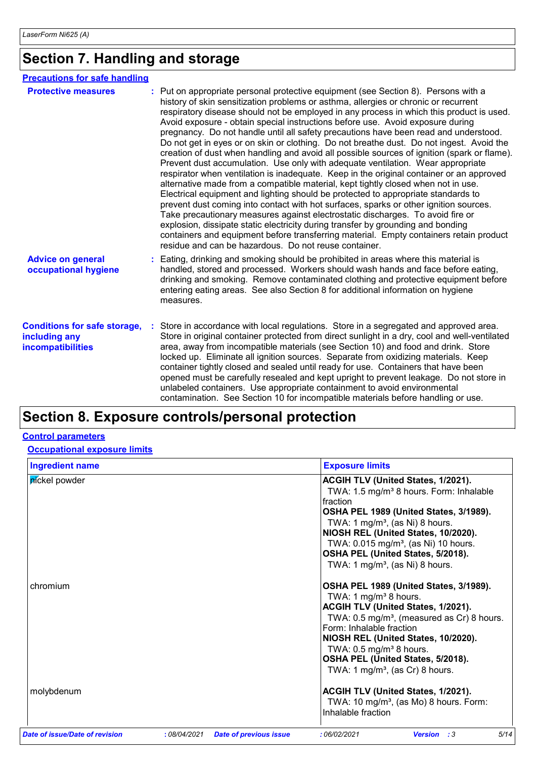# Section 7. Handling and storage

## Precautions for safe handling

**Protective measures** : Put on appropriate personal protective equipment (see Section 8). Persons with a history of skin sensitization problems or asthma, allergies or chronic or recurrent respiratory disease should not be employed in any process in which this product is used. Avoid exposure - obtain special instructions before use. Avoid exposure during pregnancy. Do not handle until all safety precautions have been read and understood. Do not get in eyes or on skin or clothing. Do not breathe dust. Do not ingest. Avoid the creation of dust when handling and avoid all possible sources of ignition (spark or flame). Prevent dust accumulation. Use only with adequate ventilation. Wear appropriate respirator when ventilation is inadequate. Keep in the original container or an approved alternative made from a compatible material, kept tightly closed when not in use. Electrical equipment and lighting should be protected to appropriate standards to prevent dust coming into contact with hot surfaces, sparks or other ignition sources. Take precautionary measures against electrostatic discharges. To avoid fire or explosion, dissipate static electricity during transfer by grounding and bonding containers and equipment before transferring material. Empty containers retain product residue and can be hazardous. Do not reuse container.

**Advice on general occupational hygiene** : Eating, drinking and smoking should be prohibited in areas where this material is handled, stored and processed. Workers should wash hands and face before eating, drinking and smoking. Remove contaminated clothing and protective equipment before entering eating areas. See also Section 8 for additional information on hygiene measures.

**Conditions for safe storage, including any incompatibilities** : Store in accordance with local regulations. Store in a segregated and approved area. Store in original container protected from direct sunlight in a dry, cool and well-ventilated area, away from incompatible materials (see Section 10) and food and drink. Store locked up. Eliminate all ignition sources. Separate from oxidizing materials. Keep container tightly closed and sealed until ready for use. Containers that have been opened must be carefully resealed and kept upright to prevent leakage. Do not store in unlabeled containers. Use appropriate containment to avoid environmental contamination. See Section 10 for incompatible materials before handling or use.

# Section 8. Exposure controls/personal protection

## Control parameters

### Occupational exposure limits

| Ingredient name | Exposure limits |
|---|---|
| nickel powder | **ACGIH TLV (United States, 1/2021).**<br>TWA: 1.5 mg/m³ 8 hours. Form: Inhalable fraction<br>**OSHA PEL 1989 (United States, 3/1989).**<br>TWA: 1 mg/m³, (as Ni) 8 hours.<br>**NIOSH REL (United States, 10/2020).**<br>TWA: 0.015 mg/m³, (as Ni) 10 hours.<br>**OSHA PEL (United States, 5/2018).**<br>TWA: 1 mg/m³, (as Ni) 8 hours. |
| chromium | **OSHA PEL 1989 (United States, 3/1989).**<br>TWA: 1 mg/m³ 8 hours.<br>**ACGIH TLV (United States, 1/2021).**<br>TWA: 0.5 mg/m³, (measured as Cr) 8 hours. Form: Inhalable fraction<br>**NIOSH REL (United States, 10/2020).**<br>TWA: 0.5 mg/m³ 8 hours.<br>**OSHA PEL (United States, 5/2018).**<br>TWA: 1 mg/m³, (as Cr) 8 hours. |
| molybdenum | **ACGIH TLV (United States, 1/2021).**<br>TWA: 10 mg/m³, (as Mo) 8 hours. Form: Inhalable fraction |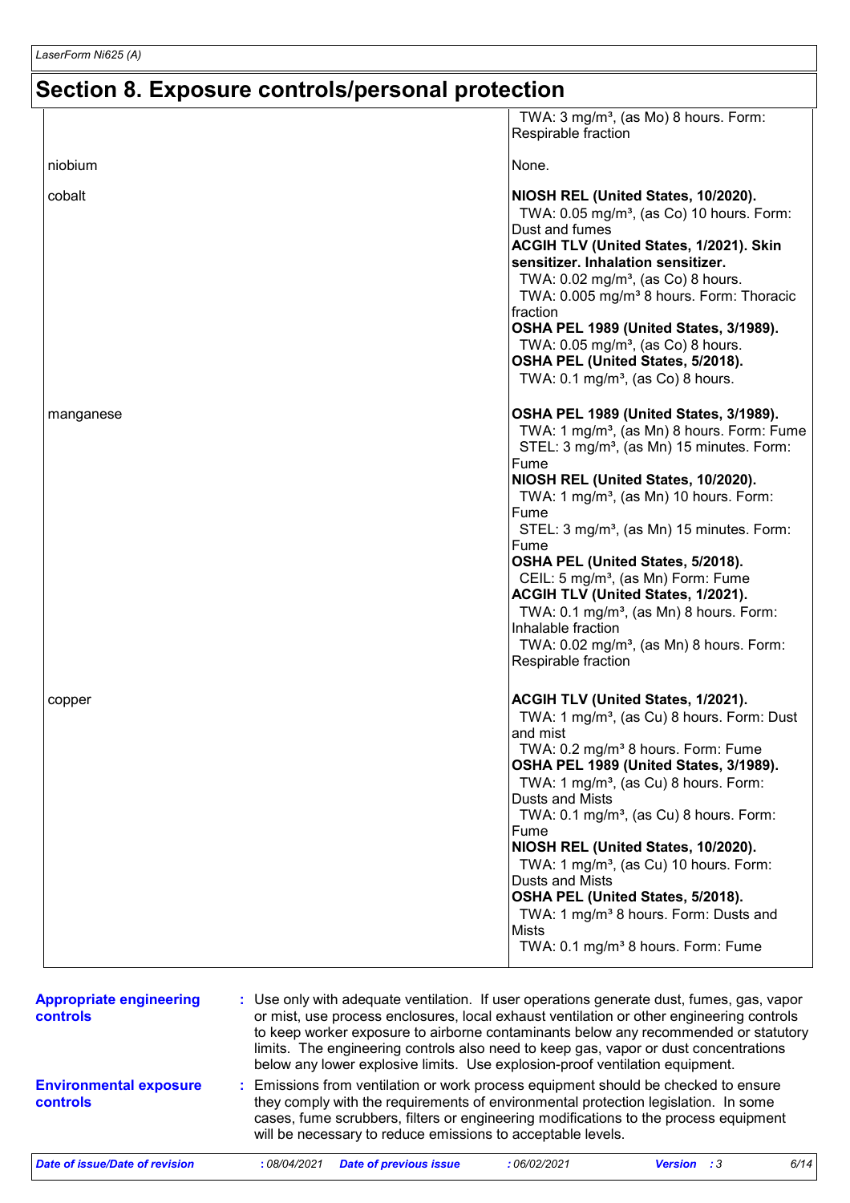## Section 8. Exposure controls/personal protection

| | |
|---|---|
| | TWA: 3 mg/m³, (as Mo) 8 hours. Form: Respirable fraction |
| niobium | None. |
| cobalt | **NIOSH REL (United States, 10/2020).**<br>TWA: 0.05 mg/m³, (as Co) 10 hours. Form: Dust and fumes<br>**ACGIH TLV (United States, 1/2021). Skin sensitizer. Inhalation sensitizer.**<br>TWA: 0.02 mg/m³, (as Co) 8 hours.<br>TWA: 0.005 mg/m³ 8 hours. Form: Thoracic fraction<br>**OSHA PEL 1989 (United States, 3/1989).**<br>TWA: 0.05 mg/m³, (as Co) 8 hours.<br>**OSHA PEL (United States, 5/2018).**<br>TWA: 0.1 mg/m³, (as Co) 8 hours. |
| manganese | **OSHA PEL 1989 (United States, 3/1989).**<br>TWA: 1 mg/m³, (as Mn) 8 hours. Form: Fume<br>STEL: 3 mg/m³, (as Mn) 15 minutes. Form: Fume<br>**NIOSH REL (United States, 10/2020).**<br>TWA: 1 mg/m³, (as Mn) 10 hours. Form: Fume<br>STEL: 3 mg/m³, (as Mn) 15 minutes. Form: Fume<br>**OSHA PEL (United States, 5/2018).**<br>CEIL: 5 mg/m³, (as Mn) Form: Fume<br>**ACGIH TLV (United States, 1/2021).**<br>TWA: 0.1 mg/m³, (as Mn) 8 hours. Form: Inhalable fraction<br>TWA: 0.02 mg/m³, (as Mn) 8 hours. Form: Respirable fraction |
| copper | **ACGIH TLV (United States, 1/2021).**<br>TWA: 1 mg/m³, (as Cu) 8 hours. Form: Dust and mist<br>TWA: 0.2 mg/m³ 8 hours. Form: Fume<br>**OSHA PEL 1989 (United States, 3/1989).**<br>TWA: 1 mg/m³, (as Cu) 8 hours. Form: Dusts and Mists<br>TWA: 0.1 mg/m³, (as Cu) 8 hours. Form: Fume<br>**NIOSH REL (United States, 10/2020).**<br>TWA: 1 mg/m³, (as Cu) 10 hours. Form: Dusts and Mists<br>**OSHA PEL (United States, 5/2018).**<br>TWA: 1 mg/m³ 8 hours. Form: Dusts and Mists<br>TWA: 0.1 mg/m³ 8 hours. Form: Fume |

**Appropriate engineering controls** : Use only with adequate ventilation. If user operations generate dust, fumes, gas, vapor or mist, use process enclosures, local exhaust ventilation or other engineering controls to keep worker exposure to airborne contaminants below any recommended or statutory limits. The engineering controls also need to keep gas, vapor or dust concentrations below any lower explosive limits. Use explosion-proof ventilation equipment.

**Environmental exposure controls** : Emissions from ventilation or work process equipment should be checked to ensure they comply with the requirements of environmental protection legislation. In some cases, fume scrubbers, filters or engineering modifications to the process equipment will be necessary to reduce emissions to acceptable levels.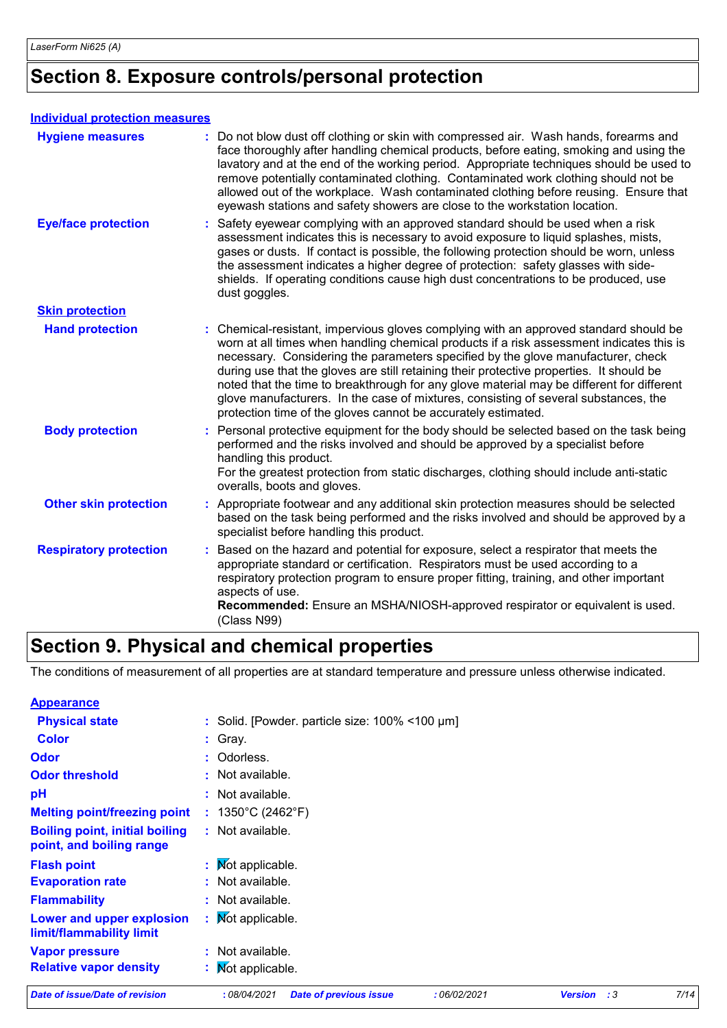# Section 8. Exposure controls/personal protection

### Individual protection measures

| | |
|---|---|
| **Hygiene measures** | : Do not blow dust off clothing or skin with compressed air. Wash hands, forearms and face thoroughly after handling chemical products, before eating, smoking and using the lavatory and at the end of the working period. Appropriate techniques should be used to remove potentially contaminated clothing. Contaminated work clothing should not be allowed out of the workplace. Wash contaminated clothing before reusing. Ensure that eyewash stations and safety showers are close to the workstation location. |
| **Eye/face protection** | : Safety eyewear complying with an approved standard should be used when a risk assessment indicates this is necessary to avoid exposure to liquid splashes, mists, gases or dusts. If contact is possible, the following protection should be worn, unless the assessment indicates a higher degree of protection: safety glasses with side-shields. If operating conditions cause high dust concentrations to be produced, use dust goggles. |

**Skin protection**

| | |
|---|---|
| **Hand protection** | : Chemical-resistant, impervious gloves complying with an approved standard should be worn at all times when handling chemical products if a risk assessment indicates this is necessary. Considering the parameters specified by the glove manufacturer, check during use that the gloves are still retaining their protective properties. It should be noted that the time to breakthrough for any glove material may be different for different glove manufacturers. In the case of mixtures, consisting of several substances, the protection time of the gloves cannot be accurately estimated. |
| **Body protection** | : Personal protective equipment for the body should be selected based on the task being performed and the risks involved and should be approved by a specialist before handling this product.<br>For the greatest protection from static discharges, clothing should include anti-static overalls, boots and gloves. |
| **Other skin protection** | : Appropriate footwear and any additional skin protection measures should be selected based on the task being performed and the risks involved and should be approved by a specialist before handling this product. |
| **Respiratory protection** | : Based on the hazard and potential for exposure, select a respirator that meets the appropriate standard or certification. Respirators must be used according to a respiratory protection program to ensure proper fitting, training, and other important aspects of use.<br>**Recommended:** Ensure an MSHA/NIOSH-approved respirator or equivalent is used. (Class N99) |

# Section 9. Physical and chemical properties

The conditions of measurement of all properties are at standard temperature and pressure unless otherwise indicated.

### Appearance

| | |
|---|---|
| **Physical state** | : Solid. [Powder. particle size: 100% <100 µm] |
| **Color** | : Gray. |
| **Odor** | : Odorless. |
| **Odor threshold** | : Not available. |
| **pH** | : Not available. |
| **Melting point/freezing point** | : 1350°C (2462°F) |
| **Boiling point, initial boiling point, and boiling range** | : Not available. |
| **Flash point** | : Not applicable. |
| **Evaporation rate** | : Not available. |
| **Flammability** | : Not available. |
| **Lower and upper explosion limit/flammability limit** | : Not applicable. |
| **Vapor pressure** | : Not available. |
| **Relative vapor density** | : Not applicable. |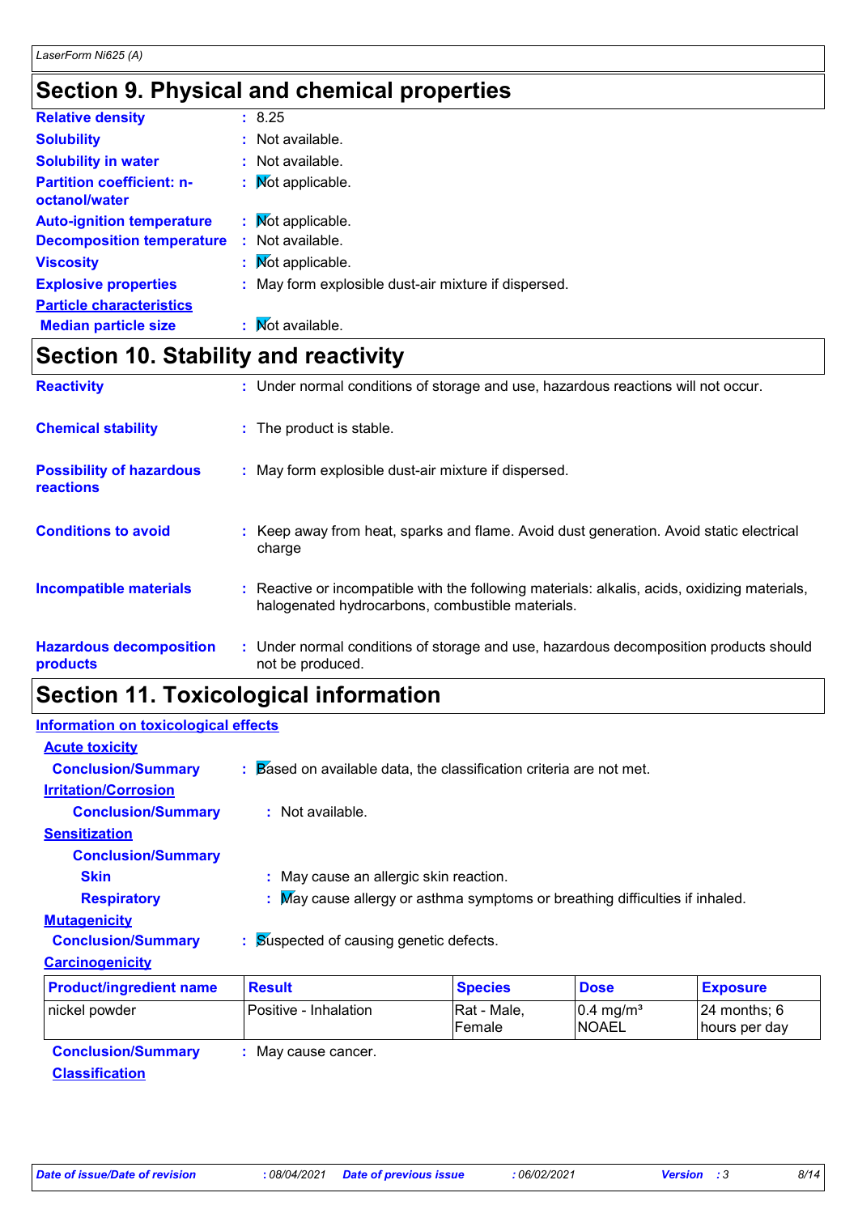## Section 9. Physical and chemical properties

**Relative density** : 8.25

**Solubility** : Not available.

**Solubility in water** : Not available.

**Partition coefficient: n-octanol/water** : Not applicable.

**Auto-ignition temperature** : Not applicable.

**Decomposition temperature** : Not available.

**Viscosity** : Not applicable.

**Explosive properties** : May form explosible dust-air mixture if dispersed.

**Particle characteristics**

**Median particle size** : Not available.

## Section 10. Stability and reactivity

**Reactivity** : Under normal conditions of storage and use, hazardous reactions will not occur.

**Chemical stability** : The product is stable.

**Possibility of hazardous reactions** : May form explosible dust-air mixture if dispersed.

**Conditions to avoid** : Keep away from heat, sparks and flame. Avoid dust generation. Avoid static electrical charge

**Incompatible materials** : Reactive or incompatible with the following materials: alkalis, acids, oxidizing materials, halogenated hydrocarbons, combustible materials.

**Hazardous decomposition products** : Under normal conditions of storage and use, hazardous decomposition products should not be produced.

## Section 11. Toxicological information

**Information on toxicological effects**

**Acute toxicity**

**Conclusion/Summary** : Based on available data, the classification criteria are not met.

**Irritation/Corrosion**

**Conclusion/Summary** : Not available.

**Sensitization**

**Conclusion/Summary**

**Skin** : May cause an allergic skin reaction.

**Respiratory** : May cause allergy or asthma symptoms or breathing difficulties if inhaled.

**Mutagenicity**

**Conclusion/Summary** : Suspected of causing genetic defects.

**Carcinogenicity**

| Product/ingredient name | Result | Species | Dose | Exposure |
|---|---|---|---|---|
| nickel powder | Positive - Inhalation | Rat - Male, Female | 0.4 mg/m³ NOAEL | 24 months; 6 hours per day |

**Conclusion/Summary** : May cause cancer.

**Classification**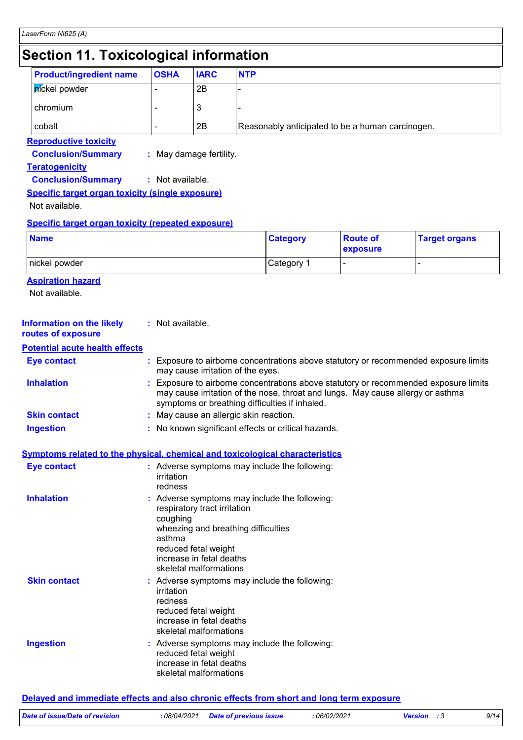# Section 11. Toxicological information

| Product/ingredient name | OSHA | IARC | NTP |
|---|---|---|---|
| nickel powder | - | 2B | - |
| chromium | - | 3 | - |
| cobalt | - | 2B | Reasonably anticipated to be a human carcinogen. |

**Reproductive toxicity**

**Conclusion/Summary** : May damage fertility.

**Teratogenicity**

**Conclusion/Summary** : Not available.

**Specific target organ toxicity (single exposure)**

Not available.

**Specific target organ toxicity (repeated exposure)**

| Name | Category | Route of exposure | Target organs |
|---|---|---|---|
| nickel powder | Category 1 | - | - |

**Aspiration hazard**

Not available.

**Information on the likely routes of exposure** : Not available.

**Potential acute health effects**

**Eye contact** : Exposure to airborne concentrations above statutory or recommended exposure limits may cause irritation of the eyes.

**Inhalation** : Exposure to airborne concentrations above statutory or recommended exposure limits may cause irritation of the nose, throat and lungs. May cause allergy or asthma symptoms or breathing difficulties if inhaled.

**Skin contact** : May cause an allergic skin reaction.

**Ingestion** : No known significant effects or critical hazards.

**Symptoms related to the physical, chemical and toxicological characteristics**

**Eye contact** : Adverse symptoms may include the following:
irritation
redness

**Inhalation** : Adverse symptoms may include the following:
respiratory tract irritation
coughing
wheezing and breathing difficulties
asthma
reduced fetal weight
increase in fetal deaths
skeletal malformations

**Skin contact** : Adverse symptoms may include the following:
irritation
redness
reduced fetal weight
increase in fetal deaths
skeletal malformations

**Ingestion** : Adverse symptoms may include the following:
reduced fetal weight
increase in fetal deaths
skeletal malformations

**Delayed and immediate effects and also chronic effects from short and long term exposure**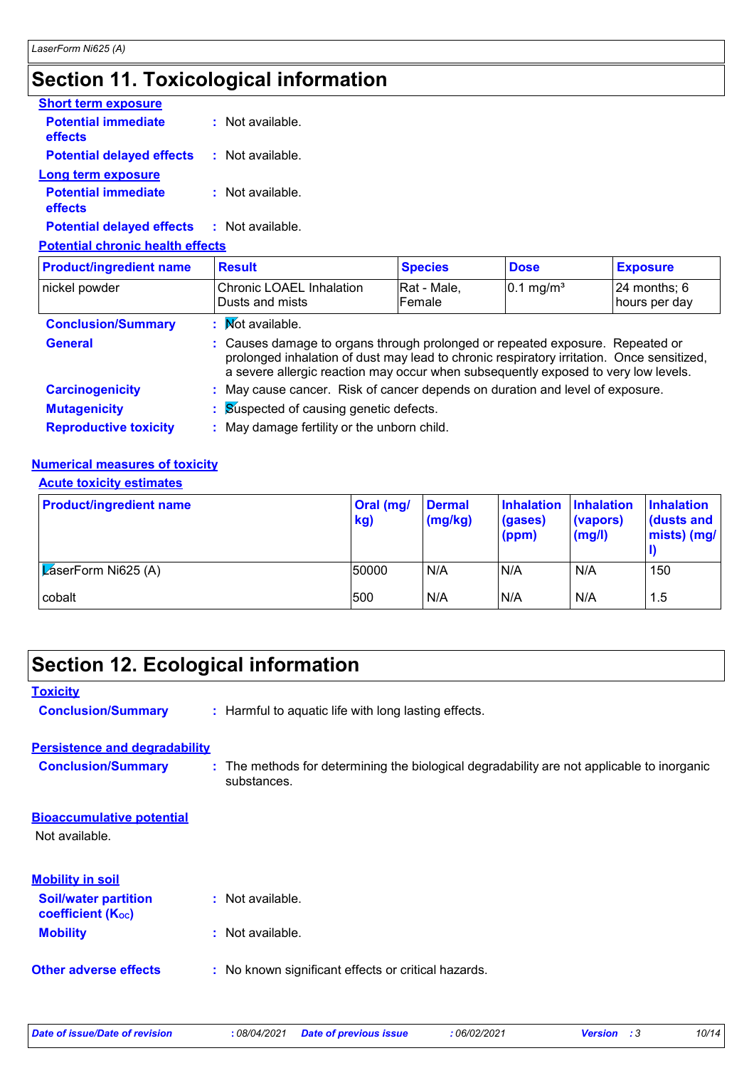## Section 11. Toxicological information

**Short term exposure**

**Potential immediate effects** : Not available.

**Potential delayed effects** : Not available.

**Long term exposure**

**Potential immediate effects** : Not available.

**Potential delayed effects** : Not available.

**Potential chronic health effects**

| Product/ingredient name | Result | Species | Dose | Exposure |
|---|---|---|---|---|
| nickel powder | Chronic LOAEL Inhalation Dusts and mists | Rat - Male, Female | 0.1 mg/m³ | 24 months; 6 hours per day |

**Conclusion/Summary** : Not available.

**General** : Causes damage to organs through prolonged or repeated exposure. Repeated or prolonged inhalation of dust may lead to chronic respiratory irritation. Once sensitized, a severe allergic reaction may occur when subsequently exposed to very low levels.

**Carcinogenicity** : May cause cancer. Risk of cancer depends on duration and level of exposure.

**Mutagenicity** : Suspected of causing genetic defects.

**Reproductive toxicity** : May damage fertility or the unborn child.

**Numerical measures of toxicity**

**Acute toxicity estimates**

| Product/ingredient name | Oral (mg/kg) | Dermal (mg/kg) | Inhalation (gases) (ppm) | Inhalation (vapors) (mg/l) | Inhalation (dusts and mists) (mg/l) |
|---|---|---|---|---|---|
| LaserForm Ni625 (A) | 50000 | N/A | N/A | N/A | 150 |
| cobalt | 500 | N/A | N/A | N/A | 1.5 |

## Section 12. Ecological information

**Toxicity**

**Conclusion/Summary** : Harmful to aquatic life with long lasting effects.

**Persistence and degradability**

**Conclusion/Summary** : The methods for determining the biological degradability are not applicable to inorganic substances.

**Bioaccumulative potential**

Not available.

**Mobility in soil**

**Soil/water partition coefficient ($K_{OC}$)** : Not available.

**Mobility** : Not available.

**Other adverse effects** : No known significant effects or critical hazards.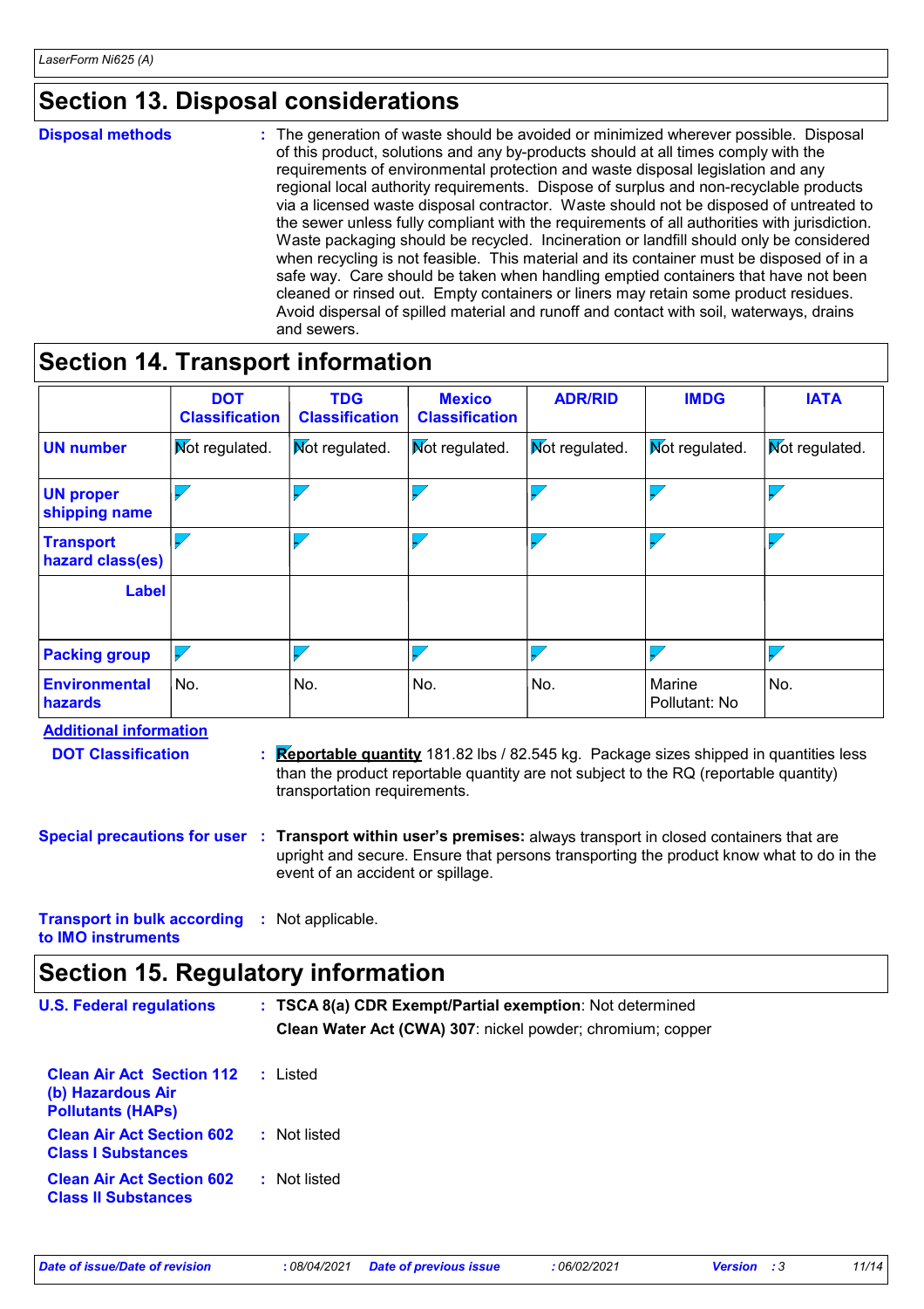## Section 13. Disposal considerations

**Disposal methods** : The generation of waste should be avoided or minimized wherever possible. Disposal of this product, solutions and any by-products should at all times comply with the requirements of environmental protection and waste disposal legislation and any regional local authority requirements. Dispose of surplus and non-recyclable products via a licensed waste disposal contractor. Waste should not be disposed of untreated to the sewer unless fully compliant with the requirements of all authorities with jurisdiction. Waste packaging should be recycled. Incineration or landfill should only be considered when recycling is not feasible. This material and its container must be disposed of in a safe way. Care should be taken when handling emptied containers that have not been cleaned or rinsed out. Empty containers or liners may retain some product residues. Avoid dispersal of spilled material and runoff and contact with soil, waterways, drains and sewers.

## Section 14. Transport information

| | DOT Classification | TDG Classification | Mexico Classification | ADR/RID | IMDG | IATA |
|---|---|---|---|---|---|---|
| UN number | Not regulated. | Not regulated. | Not regulated. | Not regulated. | Not regulated. | Not regulated. |
| UN proper shipping name | - | - | - | - | - | - |
| Transport hazard class(es) | - | - | - | - | - | - |
| Label | | | | | | |
| Packing group | - | - | - | - | - | - |
| Environmental hazards | No. | No. | No. | No. | Marine Pollutant: No | No. |

**Additional information**

**DOT Classification** : **Reportable quantity** 181.82 lbs / 82.545 kg. Package sizes shipped in quantities less than the product reportable quantity are not subject to the RQ (reportable quantity) transportation requirements.

**Special precautions for user** : **Transport within user's premises:** always transport in closed containers that are upright and secure. Ensure that persons transporting the product know what to do in the event of an accident or spillage.

**Transport in bulk according to IMO instruments** : Not applicable.

## Section 15. Regulatory information

**U.S. Federal regulations** : **TSCA 8(a) CDR Exempt/Partial exemption**: Not determined

**Clean Water Act (CWA) 307**: nickel powder; chromium; copper

**Clean Air Act Section 112 (b) Hazardous Air Pollutants (HAPs)** : Listed

**Clean Air Act Section 602 Class I Substances** : Not listed

**Clean Air Act Section 602 Class II Substances** : Not listed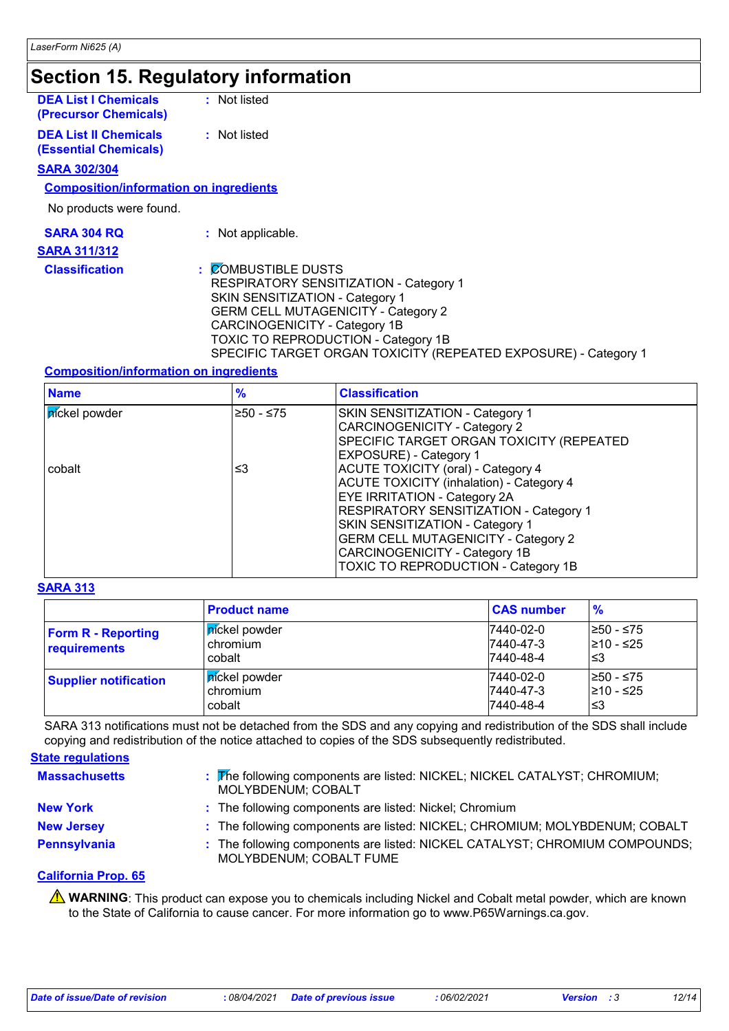# Section 15. Regulatory information

**DEA List I Chemicals (Precursor Chemicals)** : Not listed

**DEA List II Chemicals (Essential Chemicals)** : Not listed

## SARA 302/304

### Composition/information on ingredients

No products were found.

**SARA 304 RQ** : Not applicable.

## SARA 311/312

**Classification** : COMBUSTIBLE DUSTS
RESPIRATORY SENSITIZATION - Category 1
SKIN SENSITIZATION - Category 1
GERM CELL MUTAGENICITY - Category 2
CARCINOGENICITY - Category 1B
TOXIC TO REPRODUCTION - Category 1B
SPECIFIC TARGET ORGAN TOXICITY (REPEATED EXPOSURE) - Category 1

### Composition/information on ingredients

| Name | % | Classification |
|---|---|---|
| nickel powder | ≥50 - ≤75 | SKIN SENSITIZATION - Category 1<br>CARCINOGENICITY - Category 2<br>SPECIFIC TARGET ORGAN TOXICITY (REPEATED EXPOSURE) - Category 1 |
| cobalt | ≤3 | ACUTE TOXICITY (oral) - Category 4<br>ACUTE TOXICITY (inhalation) - Category 4<br>EYE IRRITATION - Category 2A<br>RESPIRATORY SENSITIZATION - Category 1<br>SKIN SENSITIZATION - Category 1<br>GERM CELL MUTAGENICITY - Category 2<br>CARCINOGENICITY - Category 1B<br>TOXIC TO REPRODUCTION - Category 1B |

## SARA 313

| | Product name | CAS number | % |
|---|---|---|---|
| **Form R - Reporting requirements** | nickel powder<br>chromium<br>cobalt | 7440-02-0<br>7440-47-3<br>7440-48-4 | ≥50 - ≤75<br>≥10 - ≤25<br>≤3 |
| **Supplier notification** | nickel powder<br>chromium<br>cobalt | 7440-02-0<br>7440-47-3<br>7440-48-4 | ≥50 - ≤75<br>≥10 - ≤25<br>≤3 |

SARA 313 notifications must not be detached from the SDS and any copying and redistribution of the SDS shall include copying and redistribution of the notice attached to copies of the SDS subsequently redistributed.

## State regulations

**Massachusetts** : The following components are listed: NICKEL; NICKEL CATALYST; CHROMIUM; MOLYBDENUM; COBALT

**New York** : The following components are listed: Nickel; Chromium

**New Jersey** : The following components are listed: NICKEL; CHROMIUM; MOLYBDENUM; COBALT

**Pennsylvania** : The following components are listed: NICKEL CATALYST; CHROMIUM COMPOUNDS; MOLYBDENUM; COBALT FUME

## California Prop. 65

⚠ **WARNING**: This product can expose you to chemicals including Nickel and Cobalt metal powder, which are known to the State of California to cause cancer. For more information go to www.P65Warnings.ca.gov.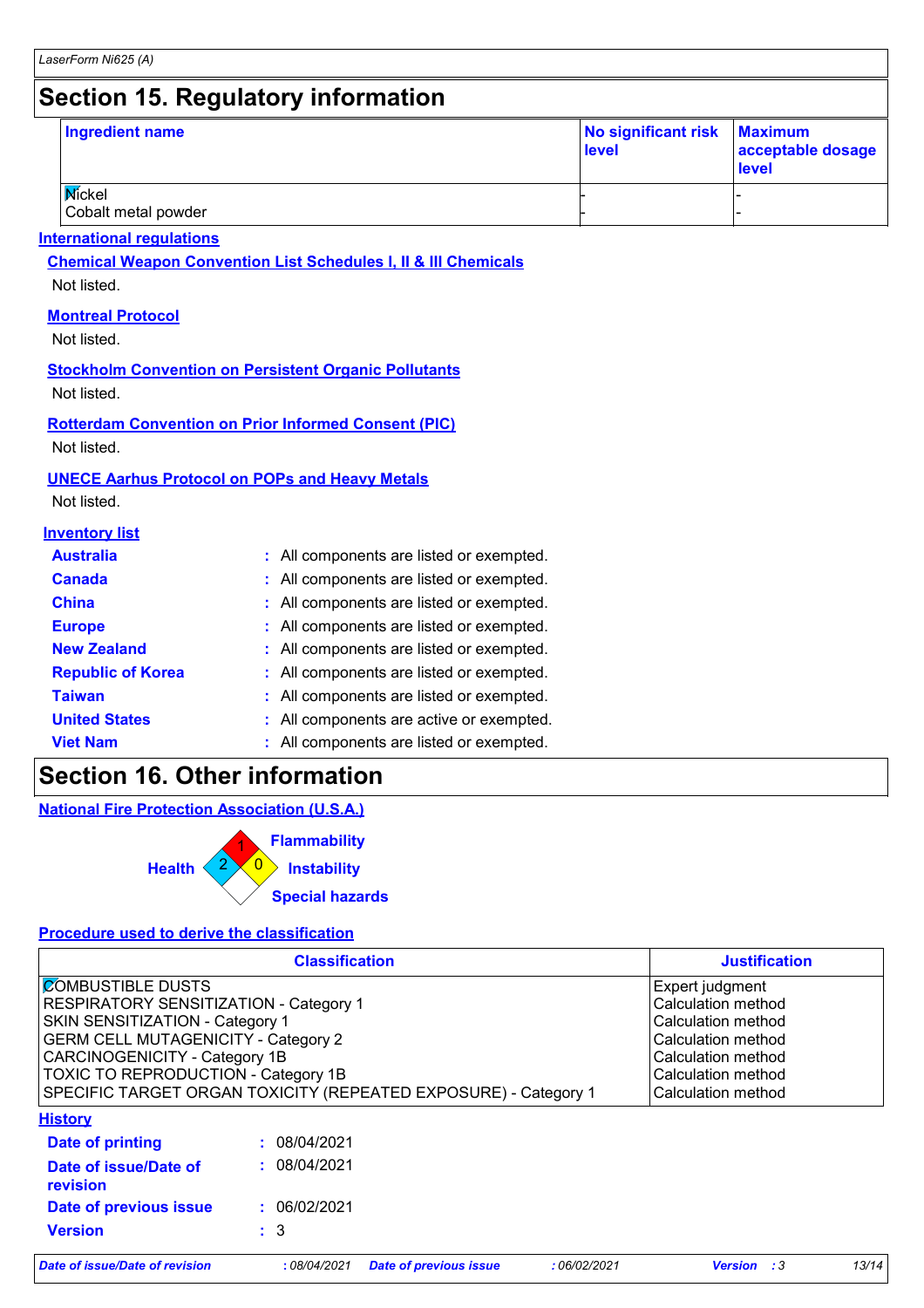# Section 15. Regulatory information

| Ingredient name | No significant risk level | Maximum acceptable dosage level |
| --- | --- | --- |
| Nickel | - | - |
| Cobalt metal powder | - | - |

## International regulations

### Chemical Weapon Convention List Schedules I, II & III Chemicals

Not listed.

### Montreal Protocol

Not listed.

### Stockholm Convention on Persistent Organic Pollutants

Not listed.

### Rotterdam Convention on Prior Informed Consent (PIC)

Not listed.

### UNECE Aarhus Protocol on POPs and Heavy Metals

Not listed.

### Inventory list

**Australia** : All components are listed or exempted.
**Canada** : All components are listed or exempted.
**China** : All components are listed or exempted.
**Europe** : All components are listed or exempted.
**New Zealand** : All components are listed or exempted.
**Republic of Korea** : All components are listed or exempted.
**Taiwan** : All components are listed or exempted.
**United States** : All components are active or exempted.
**Viet Nam** : All components are listed or exempted.

# Section 16. Other information

## National Fire Protection Association (U.S.A.)

Health: 2
Flammability: 1
Instability: 0
Special hazards

## Procedure used to derive the classification

| Classification | Justification |
| --- | --- |
| COMBUSTIBLE DUSTS | Expert judgment |
| RESPIRATORY SENSITIZATION - Category 1 | Calculation method |
| SKIN SENSITIZATION - Category 1 | Calculation method |
| GERM CELL MUTAGENICITY - Category 2 | Calculation method |
| CARCINOGENICITY - Category 1B | Calculation method |
| TOXIC TO REPRODUCTION - Category 1B | Calculation method |
| SPECIFIC TARGET ORGAN TOXICITY (REPEATED EXPOSURE) - Category 1 | Calculation method |

## History

**Date of printing** : 08/04/2021
**Date of issue/Date of revision** : 08/04/2021
**Date of previous issue** : 06/02/2021
**Version** : 3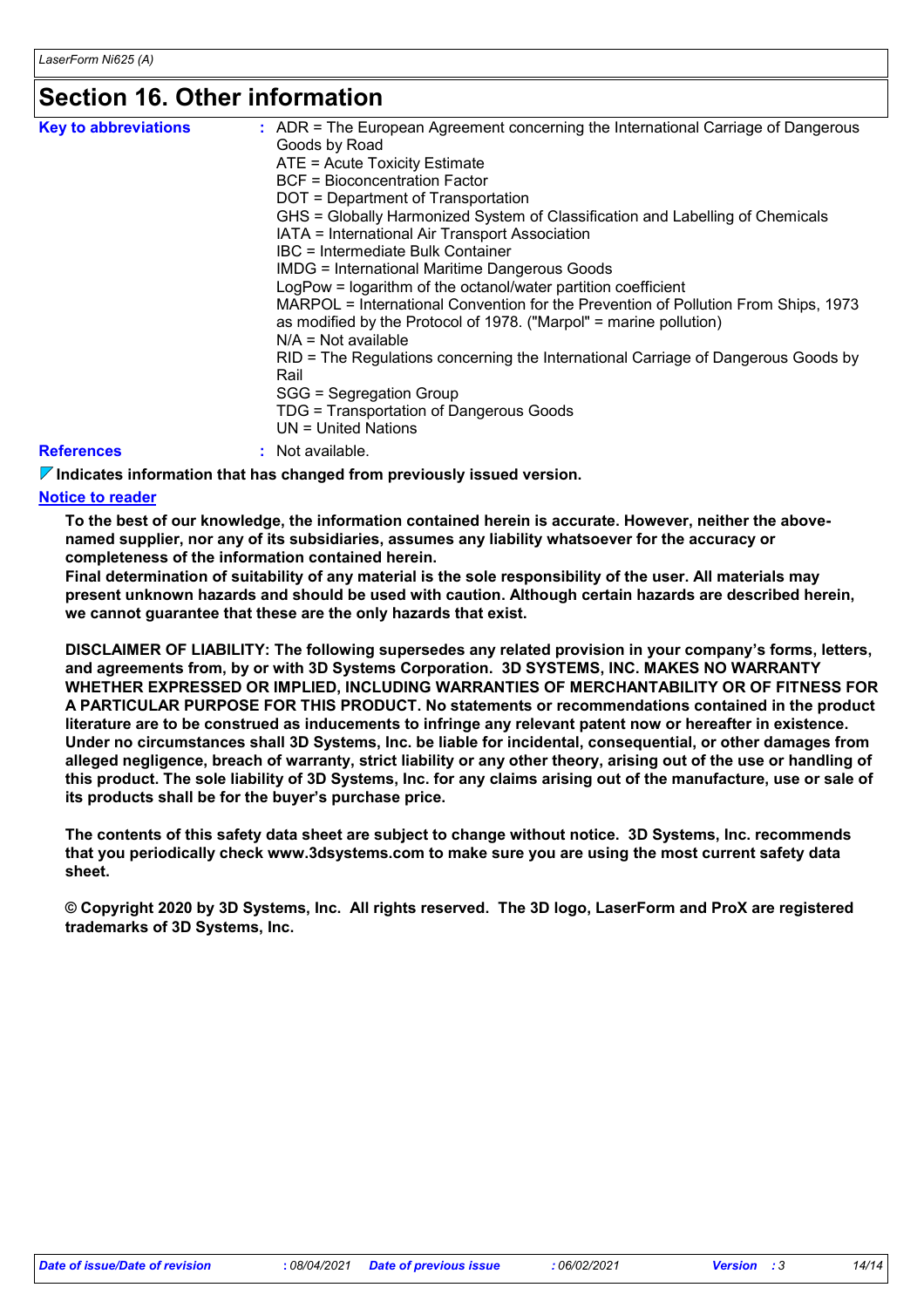# Section 16. Other information

**Key to abbreviations** : ADR = The European Agreement concerning the International Carriage of Dangerous Goods by Road
ATE = Acute Toxicity Estimate
BCF = Bioconcentration Factor
DOT = Department of Transportation
GHS = Globally Harmonized System of Classification and Labelling of Chemicals
IATA = International Air Transport Association
IBC = Intermediate Bulk Container
IMDG = International Maritime Dangerous Goods
LogPow = logarithm of the octanol/water partition coefficient
MARPOL = International Convention for the Prevention of Pollution From Ships, 1973 as modified by the Protocol of 1978. ("Marpol" = marine pollution)
N/A = Not available
RID = The Regulations concerning the International Carriage of Dangerous Goods by Rail
SGG = Segregation Group
TDG = Transportation of Dangerous Goods
UN = United Nations

**References** : Not available.

**Indicates information that has changed from previously issued version.**

**Notice to reader**

**To the best of our knowledge, the information contained herein is accurate. However, neither the above-named supplier, nor any of its subsidiaries, assumes any liability whatsoever for the accuracy or completeness of the information contained herein.**
**Final determination of suitability of any material is the sole responsibility of the user. All materials may present unknown hazards and should be used with caution. Although certain hazards are described herein, we cannot guarantee that these are the only hazards that exist.**

**DISCLAIMER OF LIABILITY: The following supersedes any related provision in your company's forms, letters, and agreements from, by or with 3D Systems Corporation. 3D SYSTEMS, INC. MAKES NO WARRANTY WHETHER EXPRESSED OR IMPLIED, INCLUDING WARRANTIES OF MERCHANTABILITY OR OF FITNESS FOR A PARTICULAR PURPOSE FOR THIS PRODUCT. No statements or recommendations contained in the product literature are to be construed as inducements to infringe any relevant patent now or hereafter in existence. Under no circumstances shall 3D Systems, Inc. be liable for incidental, consequential, or other damages from alleged negligence, breach of warranty, strict liability or any other theory, arising out of the use or handling of this product. The sole liability of 3D Systems, Inc. for any claims arising out of the manufacture, use or sale of its products shall be for the buyer's purchase price.**

**The contents of this safety data sheet are subject to change without notice. 3D Systems, Inc. recommends that you periodically check www.3dsystems.com to make sure you are using the most current safety data sheet.**

**© Copyright 2020 by 3D Systems, Inc. All rights reserved. The 3D logo, LaserForm and ProX are registered trademarks of 3D Systems, Inc.**